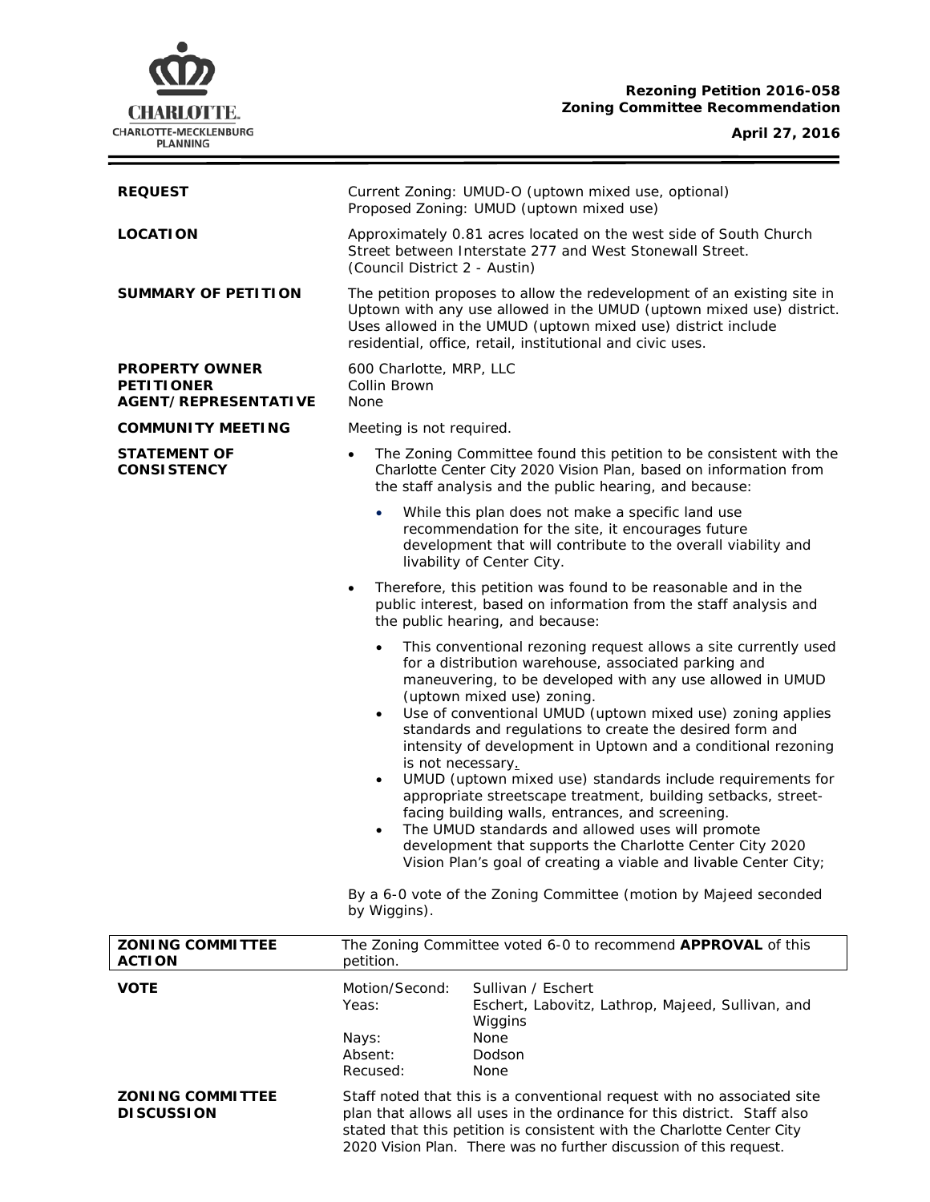**Rezoning Petition 2016-058**
**Zoning Committee Recommendation**

**April 27, 2016**

| | |
|---|---|
| **REQUEST** | Current Zoning: UMUD-O (uptown mixed use, optional)<br>Proposed Zoning: UMUD (uptown mixed use) |
| **LOCATION** | Approximately 0.81 acres located on the west side of South Church Street between Interstate 277 and West Stonewall Street.<br>(Council District 2 - Austin) |
| **SUMMARY OF PETITION** | The petition proposes to allow the redevelopment of an existing site in Uptown with any use allowed in the UMUD (uptown mixed use) district. Uses allowed in the UMUD (uptown mixed use) district include residential, office, retail, institutional and civic uses. |
| **PROPERTY OWNER**<br>**PETITIONER**<br>**AGENT/REPRESENTATIVE** | 600 Charlotte, MRP, LLC<br>Collin Brown<br>None |
| **COMMUNITY MEETING** | Meeting is not required. |

**STATEMENT OF CONSISTENCY**

- The Zoning Committee found this petition to be consistent with the Charlotte Center City 2020 Vision Plan, based on information from the staff analysis and the public hearing, and because:
  - While this plan does not make a specific land use recommendation for the site, it encourages future development that will contribute to the overall viability and livability of Center City.
- Therefore, this petition was found to be reasonable and in the public interest, based on information from the staff analysis and the public hearing, and because:
  - This conventional rezoning request allows a site currently used for a distribution warehouse, associated parking and maneuvering, to be developed with any use allowed in UMUD (uptown mixed use) zoning.
  - Use of conventional UMUD (uptown mixed use) zoning applies standards and regulations to create the desired form and intensity of development in Uptown and a conditional rezoning is not necessary.
  - UMUD (uptown mixed use) standards include requirements for appropriate streetscape treatment, building setbacks, street-facing building walls, entrances, and screening.
  - The UMUD standards and allowed uses will promote development that supports the Charlotte Center City 2020 Vision Plan's goal of creating a viable and livable Center City;

By a 6-0 vote of the Zoning Committee (motion by Majeed seconded by Wiggins).

| | |
|---|---|
| **ZONING COMMITTEE ACTION** | The Zoning Committee voted 6-0 to recommend **APPROVAL** of this petition. |

**VOTE**

| | |
|---|---|
| Motion/Second: | Sullivan / Eschert |
| Yeas: | Eschert, Labovitz, Lathrop, Majeed, Sullivan, and Wiggins |
| Nays: | None |
| Absent: | Dodson |
| Recused: | None |

**ZONING COMMITTEE DISCUSSION**

Staff noted that this is a conventional request with no associated site plan that allows all uses in the ordinance for this district. Staff also stated that this petition is consistent with the Charlotte Center City 2020 Vision Plan. There was no further discussion of this request.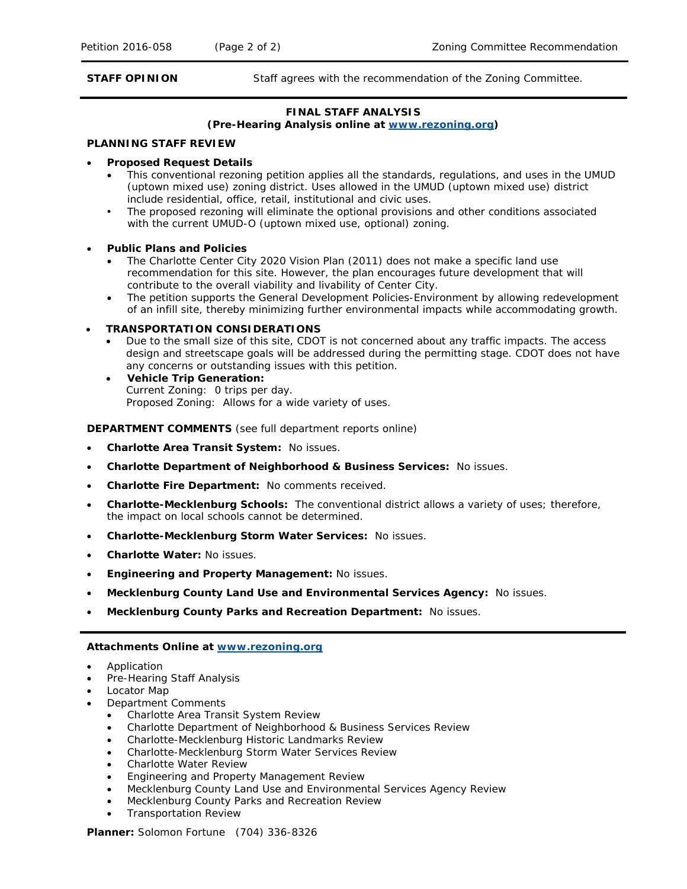**STAFF OPINION** Staff agrees with the recommendation of the Zoning Committee.

**FINAL STAFF ANALYSIS**
**(Pre-Hearing Analysis online at [www.rezoning.org](http://www.rezoning.org))**

**PLANNING STAFF REVIEW**

- **Proposed Request Details**
  - This conventional rezoning petition applies all the standards, regulations, and uses in the UMUD (uptown mixed use) zoning district. Uses allowed in the UMUD (uptown mixed use) district include residential, office, retail, institutional and civic uses.
  - The proposed rezoning will eliminate the optional provisions and other conditions associated with the current UMUD-O (uptown mixed use, optional) zoning.

- **Public Plans and Policies**
  - The Charlotte Center City 2020 Vision Plan (2011) does not make a specific land use recommendation for this site. However, the plan encourages future development that will contribute to the overall viability and livability of Center City.
  - The petition supports the General Development Policies-Environment by allowing redevelopment of an infill site, thereby minimizing further environmental impacts while accommodating growth.

- **TRANSPORTATION CONSIDERATIONS**
  - Due to the small size of this site, CDOT is not concerned about any traffic impacts. The access design and streetscape goals will be addressed during the permitting stage. CDOT does not have any concerns or outstanding issues with this petition.
  - **Vehicle Trip Generation:**
    Current Zoning: 0 trips per day.
    Proposed Zoning: Allows for a wide variety of uses.

**DEPARTMENT COMMENTS** (see full department reports online)

- **Charlotte Area Transit System:** No issues.
- **Charlotte Department of Neighborhood & Business Services:** No issues.
- **Charlotte Fire Department:** No comments received.
- **Charlotte-Mecklenburg Schools:** The conventional district allows a variety of uses; therefore, the impact on local schools cannot be determined.
- **Charlotte-Mecklenburg Storm Water Services:** No issues.
- **Charlotte Water:** No issues.
- **Engineering and Property Management:** No issues.
- **Mecklenburg County Land Use and Environmental Services Agency:** No issues.
- **Mecklenburg County Parks and Recreation Department:** No issues.

**Attachments Online at [www.rezoning.org](http://www.rezoning.org)**

- Application
- Pre-Hearing Staff Analysis
- Locator Map
- Department Comments
  - Charlotte Area Transit System Review
  - Charlotte Department of Neighborhood & Business Services Review
  - Charlotte-Mecklenburg Historic Landmarks Review
  - Charlotte-Mecklenburg Storm Water Services Review
  - Charlotte Water Review
  - Engineering and Property Management Review
  - Mecklenburg County Land Use and Environmental Services Agency Review
  - Mecklenburg County Parks and Recreation Review
  - Transportation Review

**Planner:** Solomon Fortune (704) 336-8326